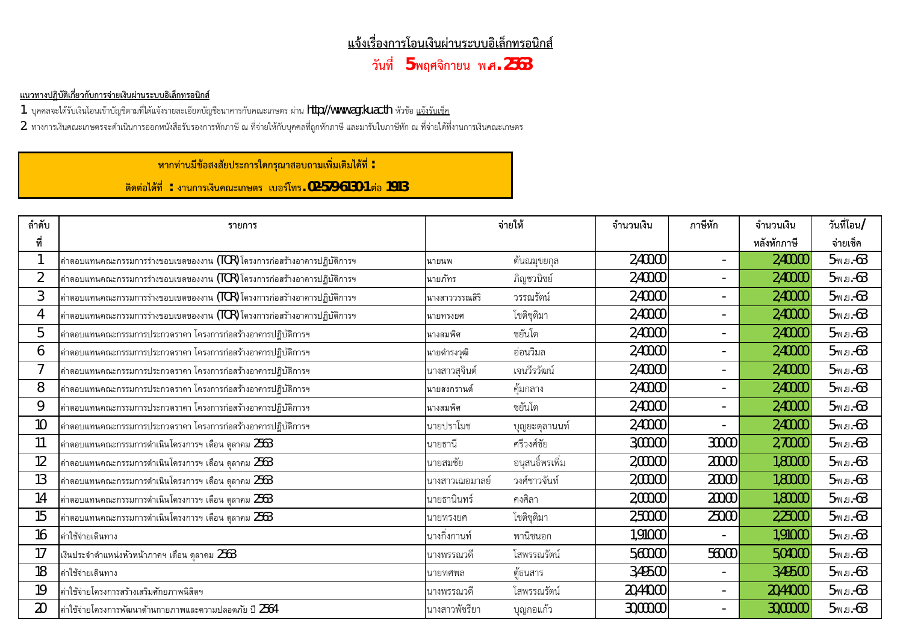# แจ้งเรื่องการโอนเงินผ่านระบบอิเล็กทรอนิกส์

## วันที่ 5 พฤศจิกายน พ.ศ. 2563

**แนวทางปฏิบัติเกี่ยวกับการจ่ายเงินผ่านระบบอิเล็กทรอนิกส์**

1 บุคคลจะได้รับเงินโอนเข้าบัญชีตามที่ได้แจ้งรายละเอียดบัญชีธนาคารกับคณะเกษตร ผ่าน http://www.agr.ku.ac.th หัวข้อ แจ้งรับเช็ค

2 ทางการเงินคณะเกษตรจะดำเนินการออกหนังสือรับรองการหักภาษี ณ ที่จ่ายให้กับบุคคลที่ถูกหักภาษี และมารับใบภาษีหัก ณ ที่จ่ายได้ที่งานการเงินคณะเกษตร

**หากท่านมีข้อสงสัยประการใดกรุณาสอบถามเพิ่มเติมได้ที่ :**

**ติดต่อได้ที่ : งานการเงินคณะเกษตร เบอร์โทร. 02-579-6130-1 ต่อ 1913**

| ลำดับที่ | รายการ | จ่ายให้ | | จำนวนเงิน | ภาษีหัก | จำนวนเงินหลังหักภาษี | วันที่โอน/จ่ายเช็ค |
|---|---|---|---|---|---|---|---|
| 1 | ค่าตอบแทนคณะกรรมการร่างขอบเขตของงาน (TOR) โครงการก่อสร้างอาคารปฏิบัติการฯ | นายนพ | ตันณมุขยกุล | 2,400.00 | - | 2,400.00 | 5-พ.ย.-63 |
| 2 | ค่าตอบแทนคณะกรรมการร่างขอบเขตของงาน (TOR) โครงการก่อสร้างอาคารปฏิบัติการฯ | นายภัทร | ภิญชวนิชย์ | 2,400.00 | - | 2,400.00 | 5-พ.ย.-63 |
| 3 | ค่าตอบแทนคณะกรรมการร่างขอบเขตของงาน (TOR) โครงการก่อสร้างอาคารปฏิบัติการฯ | นางสาววรรณสิริ | วรรณรัตน์ | 2,400.00 | - | 2,400.00 | 5-พ.ย.-63 |
| 4 | ค่าตอบแทนคณะกรรมการร่างขอบเขตของงาน (TOR) โครงการก่อสร้างอาคารปฏิบัติการฯ | นายทรงยศ | โชติชุติมา | 2,400.00 | - | 2,400.00 | 5-พ.ย.-63 |
| 5 | ค่าตอบแทนคณะกรรมการประกวดราคา โครงการก่อสร้างอาคารปฏิบัติการฯ | นางสมพิศ | ชยันโต | 2,400.00 | - | 2,400.00 | 5-พ.ย.-63 |
| 6 | ค่าตอบแทนคณะกรรมการประกวดราคา โครงการก่อสร้างอาคารปฏิบัติการฯ | นายดำรงวุฒิ | อ่อนวิมล | 2,400.00 | - | 2,400.00 | 5-พ.ย.-63 |
| 7 | ค่าตอบแทนคณะกรรมการประกวดราคา โครงการก่อสร้างอาคารปฏิบัติการฯ | นางสาวสุจินต์ | เจนวีรวัฒน์ | 2,400.00 | - | 2,400.00 | 5-พ.ย.-63 |
| 8 | ค่าตอบแทนคณะกรรมการประกวดราคา โครงการก่อสร้างอาคารปฏิบัติการฯ | นายสงกรานต์ | คุ้มกลาง | 2,400.00 | - | 2,400.00 | 5-พ.ย.-63 |
| 9 | ค่าตอบแทนคณะกรรมการประกวดราคา โครงการก่อสร้างอาคารปฏิบัติการฯ | นางสมพิศ | ชยันโต | 2,400.00 | - | 2,400.00 | 5-พ.ย.-63 |
| 10 | ค่าตอบแทนคณะกรรมการประกวดราคา โครงการก่อสร้างอาคารปฏิบัติการฯ | นายปราโมช | บุญยะตุลานนท์ | 2,400.00 | - | 2,400.00 | 5-พ.ย.-63 |
| 11 | ค่าตอบแทนคณะกรรมการดำเนินโครงการฯ เดือน ตุลาคม 2563 | นายธานี | ศรีวงศ์ชัย | 3,000.00 | 300.00 | 2,700.00 | 5-พ.ย.-63 |
| 12 | ค่าตอบแทนคณะกรรมการดำเนินโครงการฯ เดือน ตุลาคม 2563 | นายสมชัย | อนุสนธิ์พรเพิ่ม | 2,000.00 | 200.00 | 1,800.00 | 5-พ.ย.-63 |
| 13 | ค่าตอบแทนคณะกรรมการดำเนินโครงการฯ เดือน ตุลาคม 2563 | นางสาวเฌอมาลย์ | วงศ์ชาวจันท์ | 2,000.00 | 200.00 | 1,800.00 | 5-พ.ย.-63 |
| 14 | ค่าตอบแทนคณะกรรมการดำเนินโครงการฯ เดือน ตุลาคม 2563 | นายธานินทร์ | คงศิลา | 2,000.00 | 200.00 | 1,800.00 | 5-พ.ย.-63 |
| 15 | ค่าตอบแทนคณะกรรมการดำเนินโครงการฯ เดือน ตุลาคม 2563 | นายทรงยศ | โชติชุติมา | 2,500.00 | 250.00 | 2,250.00 | 5-พ.ย.-63 |
| 16 | ค่าใช้จ่ายเดินทาง | นางกิ่งกานท์ | พานิชนอก | 1,910.00 | - | 1,910.00 | 5-พ.ย.-63 |
| 17 | เงินประจำตำแหน่งหัวหน้าภาคฯ เดือน ตุลาคม 2563 | นางพรรณวดี | โสพรรณรัตน์ | 5,600.00 | 560.00 | 5,040.00 | 5-พ.ย.-63 |
| 18 | ค่าใช้จ่ายเดินทาง | นายทศพล | ตู้ธนสาร | 3,495.00 | - | 3,495.00 | 5-พ.ย.-63 |
| 19 | ค่าใช้จ่ายโครงการสร้างเสริมศักยภาพนิสิตฯ | นางพรรณวดี | โสพรรณรัตน์ | 20,440.00 | - | 20,440.00 | 5-พ.ย.-63 |
| 20 | ค่าใช้จ่ายโครงการพัฒนาด้านกายภาพและความปลอดภัย ปี 2564 | นางสาวพัชรียา | บุญกอแก้ว | 30,000.00 | - | 30,000.00 | 5-พ.ย.-63 |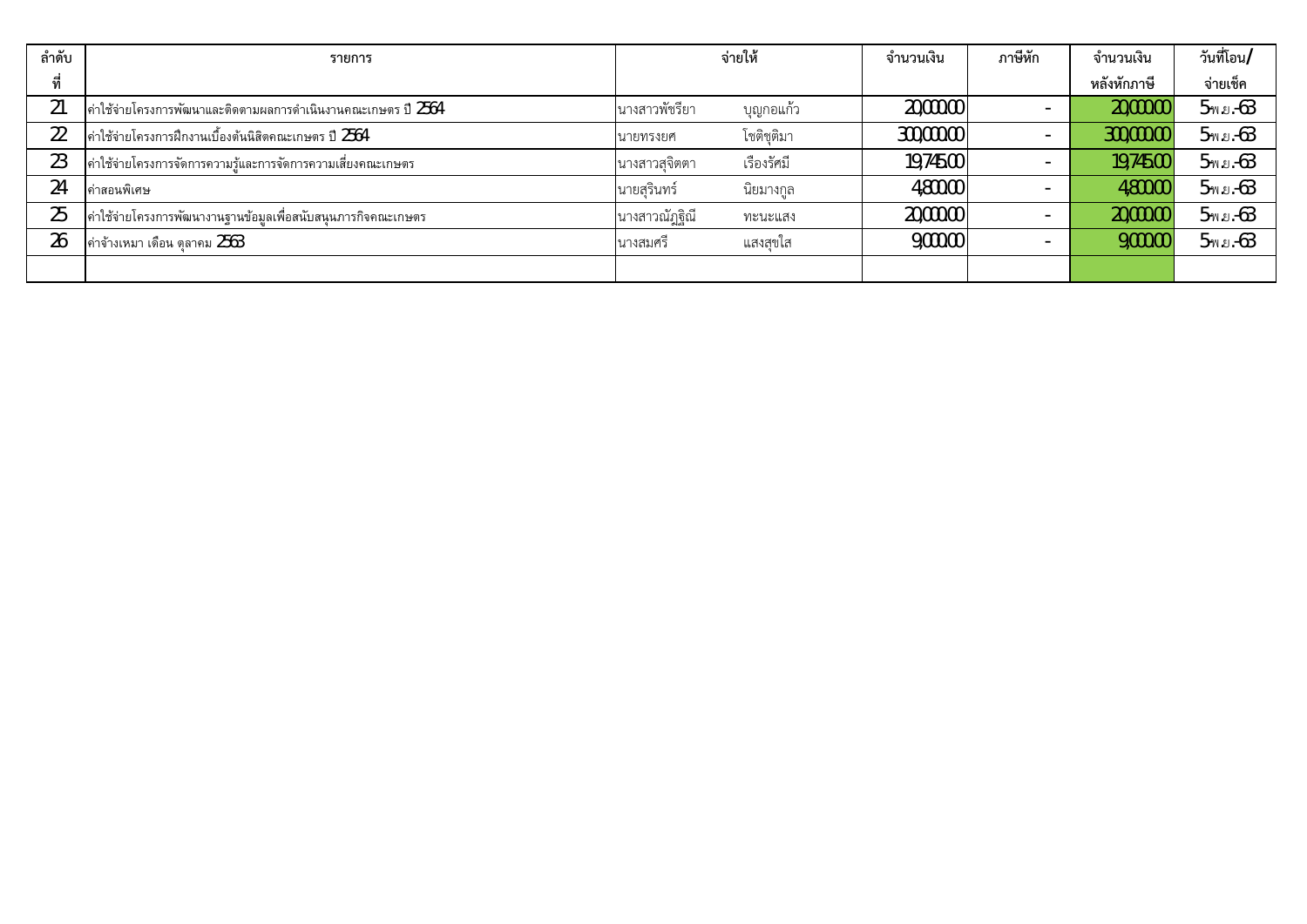| ลำดับที่ | รายการ | จ่ายให้ | | จำนวนเงิน | ภาษีหัก | จำนวนเงินหลังหักภาษี | วันที่โอน/จ่ายเช็ค |
|---|---|---|---|---|---|---|---|
| 21 | ค่าใช้จ่ายโครงการพัฒนาและติดตามผลการดำเนินงานคณะเกษตร ปี 2564 | นางสาวพัชรียา | บุญกอแก้ว | 20,000.00 | - | 20,000.00 | 5 พ.ย.-63 |
| 22 | ค่าใช้จ่ายโครงการฝึกงานเบื้องต้นนิสิตคณะเกษตร ปี 2564 | นายทรงยศ | โชติชุติมา | 300,000.00 | - | 300,000.00 | 5 พ.ย.-63 |
| 23 | ค่าใช้จ่ายโครงการจัดการความรู้และการจัดการความเสี่ยงคณะเกษตร | นางสาวสุจิตตา | เรืองรัศมี | 19,745.00 | - | 19,745.00 | 5 พ.ย.-63 |
| 24 | ค่าสอนพิเศษ | นายสุรินทร์ | นิยมางกูล | 4,800.00 | - | 4,800.00 | 5 พ.ย.-63 |
| 25 | ค่าใช้จ่ายโครงการพัฒนางานฐานข้อมูลเพื่อสนับสนุนภารกิจคณะเกษตร | นางสาวณัฏฐิณี | ทะนะแสง | 20,000.00 | - | 20,000.00 | 5 พ.ย.-63 |
| 26 | ค่าจ้างเหมา เดือน ตุลาคม 2563 | นางสมศรี | แสงสุขใส | 9,000.00 | - | 9,000.00 | 5 พ.ย.-63 |
| | | | | | | | |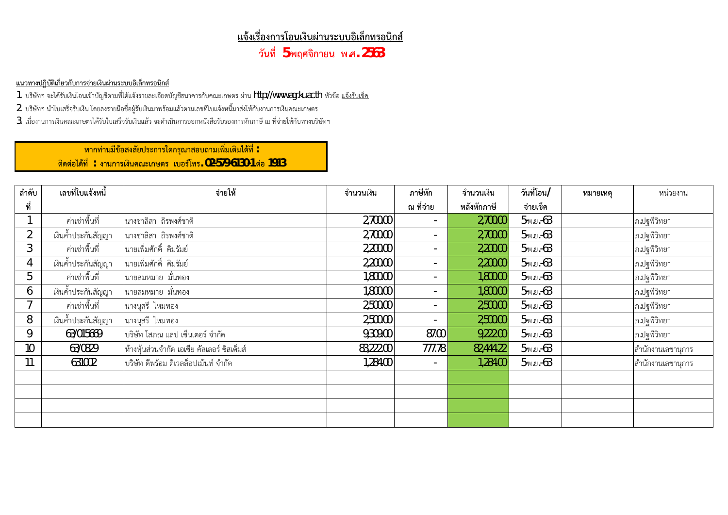## แจ้งเรื่องการโอนเงินผ่านระบบอิเล็กทรอนิกส์

### วันที่ 5 พฤศจิกายน พ.ศ. 2563

**แนวทางปฏิบัติเกี่ยวกับการจ่ายเงินผ่านระบบอิเล็กทรอนิกส์**

1 บริษัทฯ จะได้รับเงินโอนเข้าบัญชีตามที่ได้แจ้งรายละเอียดบัญชีธนาคารกับคณะเกษตร ผ่าน http://www.agr.ku.ac.th หัวข้อ แจ้งรับเช็ค

2 บริษัทฯ นำใบเสร็จรับเงิน โดยลงรายมือชื่อผู้รับเงินมาพร้อมแล้วตามเลขที่ใบแจ้งหนี้มาส่งให้กับงานการเงินคณะเกษตร

3 เมื่องานการเงินคณะเกษตรได้รับใบเสร็จรับเงินแล้ว จะดำเนินการออกหนังสือรับรองการหักภาษี ณ ที่จ่ายให้กับทางบริษัทฯ

**หากท่านมีข้อสงสัยประการใดกรุณาสอบถามเพิ่มเติมได้ที่ :**
**ติดต่อได้ที่ : งานการเงินคณะเกษตร เบอร์โทร. 02-579-6130-1 ต่อ 1913**

| ลำดับที่ | เลขที่ใบแจ้งหนี้ | จ่ายให้ | จำนวนเงิน | ภาษีหัก ณ ที่จ่าย | จำนวนเงินหลังหักภาษี | วันที่โอน/จ่ายเช็ค | หมายเหตุ | หน่วยงาน |
|---|---|---|---|---|---|---|---|---|
| 1 | ค่าเช่าพื้นที่ | นางชาลิสา ถิรพงศ์ชาติ | 2,700.00 | - | 2,700.00 | 5-พ.ย.-63 | | ภ.ปฐพีวิทยา |
| 2 | เงินค้ำประกันสัญญา | นางชาลิสา ถิรพงศ์ชาติ | 2,700.00 | - | 2,700.00 | 5-พ.ย.-63 | | ภ.ปฐพีวิทยา |
| 3 | ค่าเช่าพื้นที่ | นายเพิ่มศักดิ์ คิมรัมย์ | 2,200.00 | - | 2,200.00 | 5-พ.ย.-63 | | ภ.ปฐพีวิทยา |
| 4 | เงินค้ำประกันสัญญา | นายเพิ่มศักดิ์ คิมรัมย์ | 2,200.00 | - | 2,200.00 | 5-พ.ย.-63 | | ภ.ปฐพีวิทยา |
| 5 | ค่าเช่าพื้นที่ | นายสมหมาย มั่นทอง | 1,800.00 | - | 1,800.00 | 5-พ.ย.-63 | | ภ.ปฐพีวิทยา |
| 6 | เงินค้ำประกันสัญญา | นายสมหมาย มั่นทอง | 1,800.00 | - | 1,800.00 | 5-พ.ย.-63 | | ภ.ปฐพีวิทยา |
| 7 | ค่าเช่าพื้นที่ | นางนุสรี ไหมทอง | 2,500.00 | - | 2,500.00 | 5-พ.ย.-63 | | ภ.ปฐพีวิทยา |
| 8 | เงินค้ำประกันสัญญา | นางนุสรี ไหมทอง | 2,500.00 | - | 2,500.00 | 5-พ.ย.-63 | | ภ.ปฐพีวิทยา |
| 9 | 63/015669 | บริษัท โสภณ แลป เซ็นเตอร์ จำกัด | 9,309.00 | 87.00 | 9,222.00 | 5-พ.ย.-63 | | ภ.ปฐพีวิทยา |
| 10 | 63/0829 | ห้างหุ้นส่วนจำกัด เอเชีย คัลเลอร์ ซิสเต็มส์ | 83,222.00 | 777.78 | 82,444.22 | 5-พ.ย.-63 | | สำนักงานเลขานุการ |
| 11 | 631002 | บริษัท ดีพร้อม ดีเวลล็อปเม้นท์ จำกัด | 1,284.00 | - | 1,284.00 | 5-พ.ย.-63 | | สำนักงานเลขานุการ |
| | | | | | | | | |
| | | | | | | | | |
| | | | | | | | | |
| | | | | | | | | |